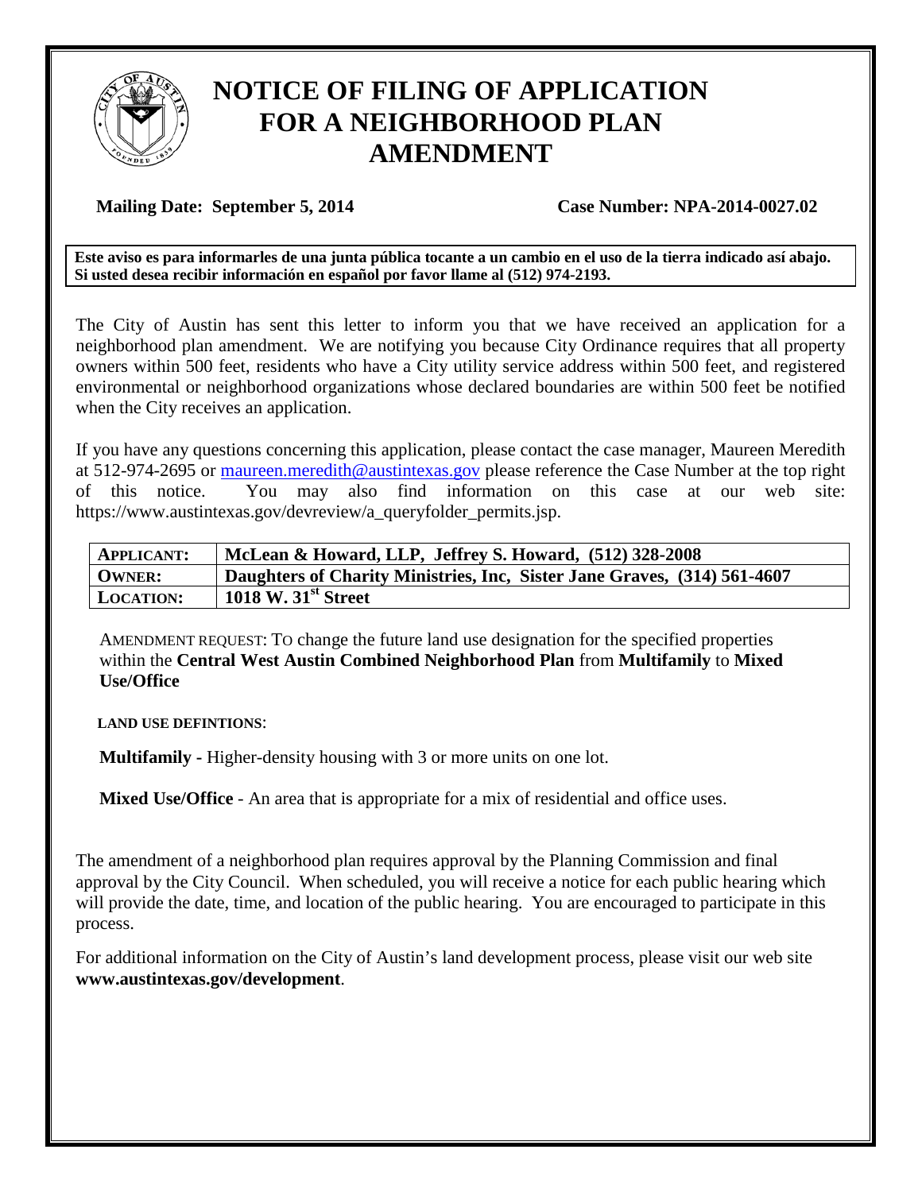# NOTICE OF FILING OF APPLICATION FOR A NEIGHBORHOOD PLAN AMENDMENT

**Mailing Date: September 5, 2014** **Case Number: NPA-2014-0027.02**

**Este aviso es para informarles de una junta pública tocante a un cambio en el uso de la tierra indicado así abajo. Si usted desea recibir información en español por favor llame al (512) 974-2193.**

The City of Austin has sent this letter to inform you that we have received an application for a neighborhood plan amendment. We are notifying you because City Ordinance requires that all property owners within 500 feet, residents who have a City utility service address within 500 feet, and registered environmental or neighborhood organizations whose declared boundaries are within 500 feet be notified when the City receives an application.

If you have any questions concerning this application, please contact the case manager, Maureen Meredith at 512-974-2695 or maureen.meredith@austintexas.gov please reference the Case Number at the top right of this notice. You may also find information on this case at our web site: https://www.austintexas.gov/devreview/a_queryfolder_permits.jsp.

| | |
|---|---|
| **APPLICANT:** | **McLean & Howard, LLP, Jeffrey S. Howard, (512) 328-2008** |
| **OWNER:** | **Daughters of Charity Ministries, Inc, Sister Jane Graves, (314) 561-4607** |
| **LOCATION:** | **1018 W. 31st Street** |

AMENDMENT REQUEST: To change the future land use designation for the specified properties within the **Central West Austin Combined Neighborhood Plan** from **Multifamily** to **Mixed Use/Office**

**LAND USE DEFINTIONS**:

**Multifamily -** Higher-density housing with 3 or more units on one lot.

**Mixed Use/Office** - An area that is appropriate for a mix of residential and office uses.

The amendment of a neighborhood plan requires approval by the Planning Commission and final approval by the City Council. When scheduled, you will receive a notice for each public hearing which will provide the date, time, and location of the public hearing. You are encouraged to participate in this process.

For additional information on the City of Austin's land development process, please visit our web site **www.austintexas.gov/development**.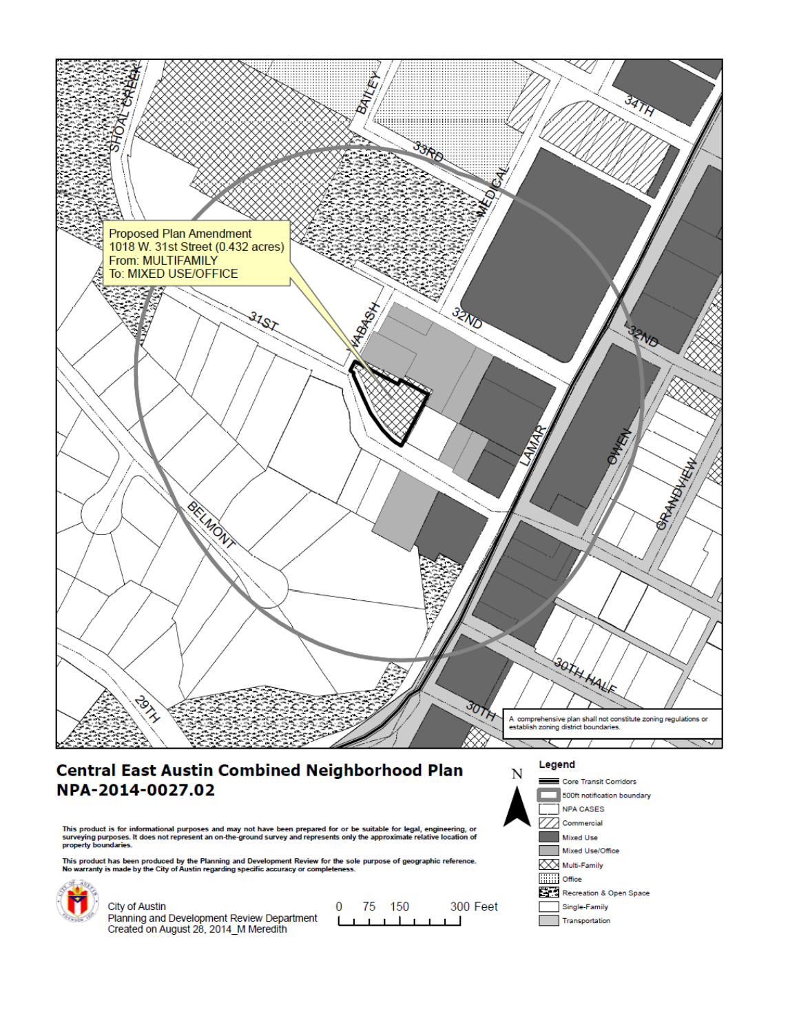Proposed Plan Amendment
1018 W. 31st Street (0.432 acres)
From: MULTIFAMILY
To: MIXED USE/OFFICE

SHOAL CREEK
BAILEY
34TH
33RD
MEDICAL
31ST
WABASH
32ND
32ND
LAMAR
OWEN
GRANDVIEW
BELMONT
30TH HALF
30TH
29TH

A comprehensive plan shall not constitute zoning regulations or establish zoning district boundaries.

# Central East Austin Combined Neighborhood Plan
# NPA-2014-0027.02

This product is for informational purposes and may not have been prepared for or be suitable for legal, engineering, or surveying purposes. It does not represent an on-the-ground survey and represents only the approximate relative location of property boundaries.

This product has been produced by the Planning and Development Review for the sole purpose of geographic reference. No warranty is made by the City of Austin regarding specific accuracy or completeness.

City of Austin
Planning and Development Review Department
Created on August 28, 2014_M Meredith

N

0 75 150 300 Feet

**Legend**

- Core Transit Corridors
- 500ft notification boundary
- NPA CASES
- Commercial
- Mixed Use
- Mixed Use/Office
- Multi-Family
- Office
- Recreation & Open Space
- Single-Family
- Transportation